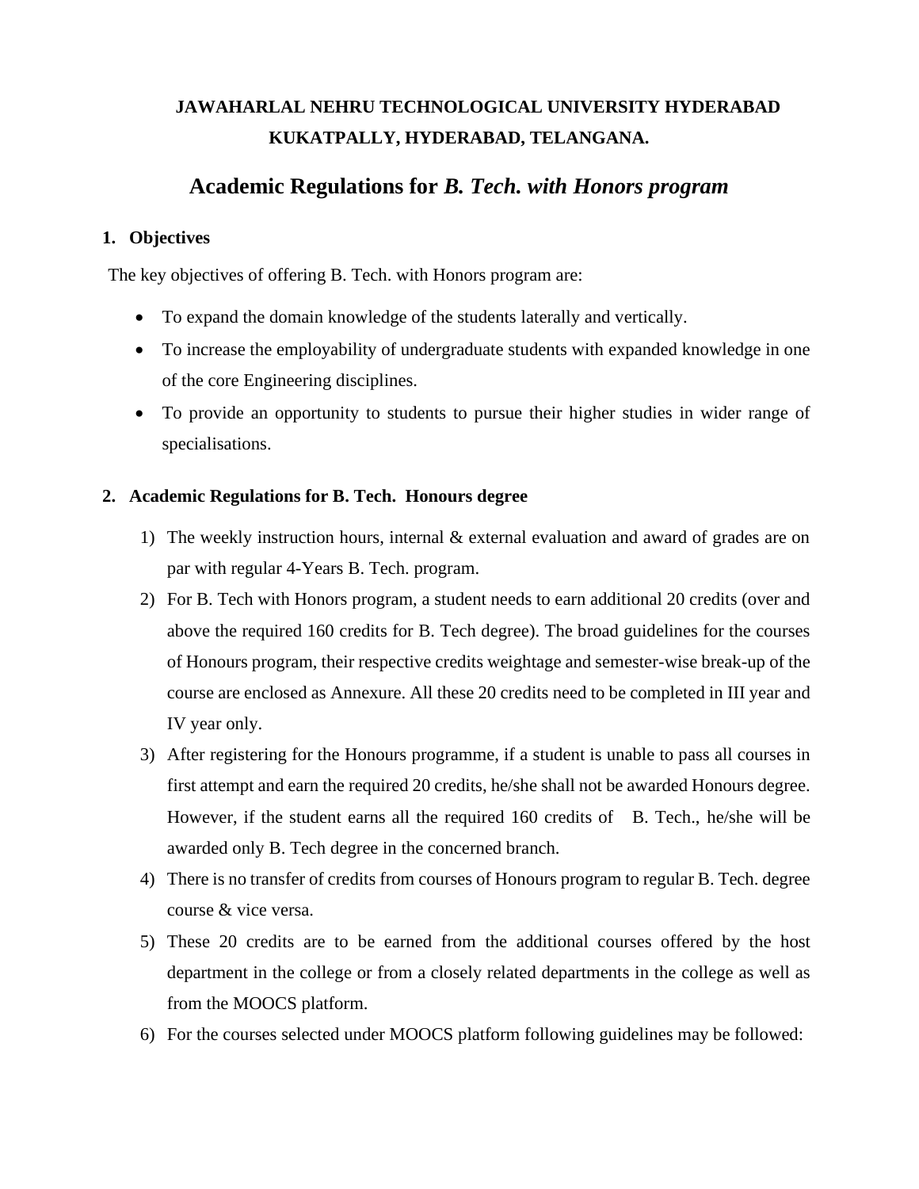**JAWAHARLAL NEHRU TECHNOLOGICAL UNIVERSITY HYDERABAD**
**KUKATPALLY, HYDERABAD, TELANGANA.**

# Academic Regulations for *B. Tech. with Honors program*

## 1. Objectives

The key objectives of offering B. Tech. with Honors program are:

- To expand the domain knowledge of the students laterally and vertically.
- To increase the employability of undergraduate students with expanded knowledge in one of the core Engineering disciplines.
- To provide an opportunity to students to pursue their higher studies in wider range of specialisations.

## 2. Academic Regulations for B. Tech. Honours degree

1) The weekly instruction hours, internal & external evaluation and award of grades are on par with regular 4-Years B. Tech. program.
2) For B. Tech with Honors program, a student needs to earn additional 20 credits (over and above the required 160 credits for B. Tech degree). The broad guidelines for the courses of Honours program, their respective credits weightage and semester-wise break-up of the course are enclosed as Annexure. All these 20 credits need to be completed in III year and IV year only.
3) After registering for the Honours programme, if a student is unable to pass all courses in first attempt and earn the required 20 credits, he/she shall not be awarded Honours degree. However, if the student earns all the required 160 credits of B. Tech., he/she will be awarded only B. Tech degree in the concerned branch.
4) There is no transfer of credits from courses of Honours program to regular B. Tech. degree course & vice versa.
5) These 20 credits are to be earned from the additional courses offered by the host department in the college or from a closely related departments in the college as well as from the MOOCS platform.
6) For the courses selected under MOOCS platform following guidelines may be followed: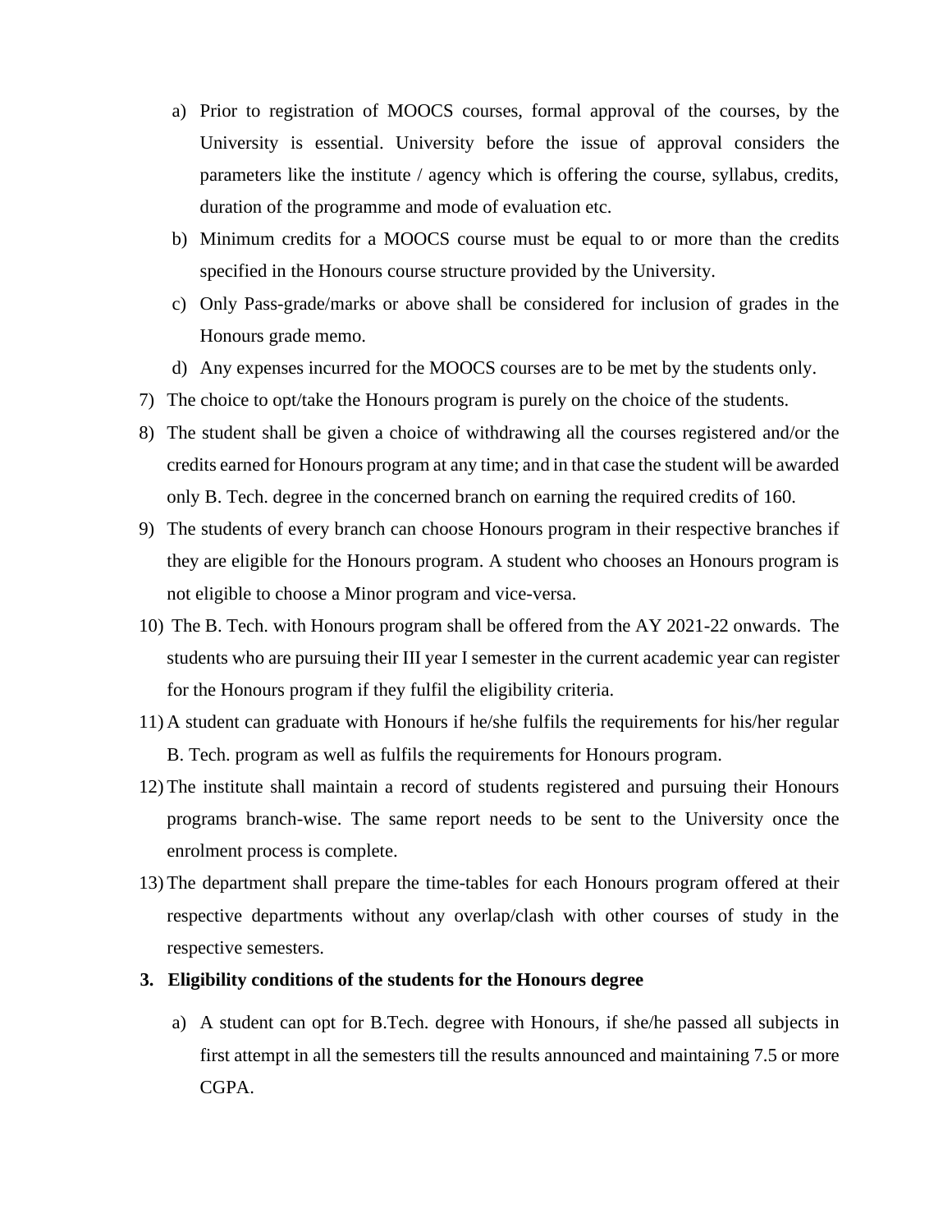a) Prior to registration of MOOCS courses, formal approval of the courses, by the University is essential. University before the issue of approval considers the parameters like the institute / agency which is offering the course, syllabus, credits, duration of the programme and mode of evaluation etc.
b) Minimum credits for a MOOCS course must be equal to or more than the credits specified in the Honours course structure provided by the University.
c) Only Pass-grade/marks or above shall be considered for inclusion of grades in the Honours grade memo.
d) Any expenses incurred for the MOOCS courses are to be met by the students only.

7) The choice to opt/take the Honours program is purely on the choice of the students.
8) The student shall be given a choice of withdrawing all the courses registered and/or the credits earned for Honours program at any time; and in that case the student will be awarded only B. Tech. degree in the concerned branch on earning the required credits of 160.
9) The students of every branch can choose Honours program in their respective branches if they are eligible for the Honours program. A student who chooses an Honours program is not eligible to choose a Minor program and vice-versa.
10) The B. Tech. with Honours program shall be offered from the AY 2021-22 onwards. The students who are pursuing their III year I semester in the current academic year can register for the Honours program if they fulfil the eligibility criteria.
11) A student can graduate with Honours if he/she fulfils the requirements for his/her regular B. Tech. program as well as fulfils the requirements for Honours program.
12) The institute shall maintain a record of students registered and pursuing their Honours programs branch-wise. The same report needs to be sent to the University once the enrolment process is complete.
13) The department shall prepare the time-tables for each Honours program offered at their respective departments without any overlap/clash with other courses of study in the respective semesters.

**3. Eligibility conditions of the students for the Honours degree**

a) A student can opt for B.Tech. degree with Honours, if she/he passed all subjects in first attempt in all the semesters till the results announced and maintaining 7.5 or more CGPA.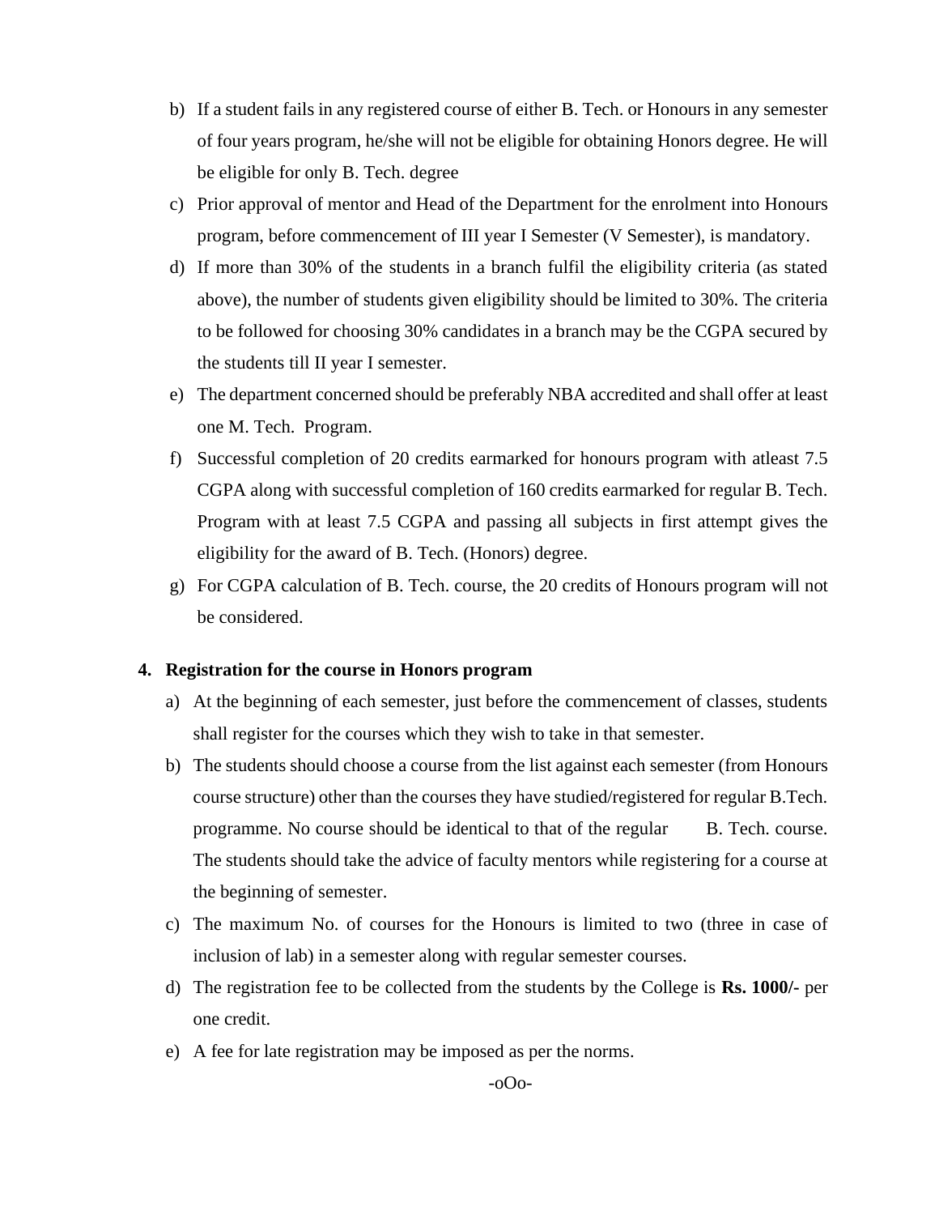b) If a student fails in any registered course of either B. Tech. or Honours in any semester of four years program, he/she will not be eligible for obtaining Honors degree. He will be eligible for only B. Tech. degree

c) Prior approval of mentor and Head of the Department for the enrolment into Honours program, before commencement of III year I Semester (V Semester), is mandatory.

d) If more than 30% of the students in a branch fulfil the eligibility criteria (as stated above), the number of students given eligibility should be limited to 30%. The criteria to be followed for choosing 30% candidates in a branch may be the CGPA secured by the students till II year I semester.

e) The department concerned should be preferably NBA accredited and shall offer at least one M. Tech. Program.

f) Successful completion of 20 credits earmarked for honours program with atleast 7.5 CGPA along with successful completion of 160 credits earmarked for regular B. Tech. Program with at least 7.5 CGPA and passing all subjects in first attempt gives the eligibility for the award of B. Tech. (Honors) degree.

g) For CGPA calculation of B. Tech. course, the 20 credits of Honours program will not be considered.

**4. Registration for the course in Honors program**

a) At the beginning of each semester, just before the commencement of classes, students shall register for the courses which they wish to take in that semester.

b) The students should choose a course from the list against each semester (from Honours course structure) other than the courses they have studied/registered for regular B.Tech. programme. No course should be identical to that of the regular B. Tech. course. The students should take the advice of faculty mentors while registering for a course at the beginning of semester.

c) The maximum No. of courses for the Honours is limited to two (three in case of inclusion of lab) in a semester along with regular semester courses.

d) The registration fee to be collected from the students by the College is **Rs. 1000/-** per one credit.

e) A fee for late registration may be imposed as per the norms.

-oOo-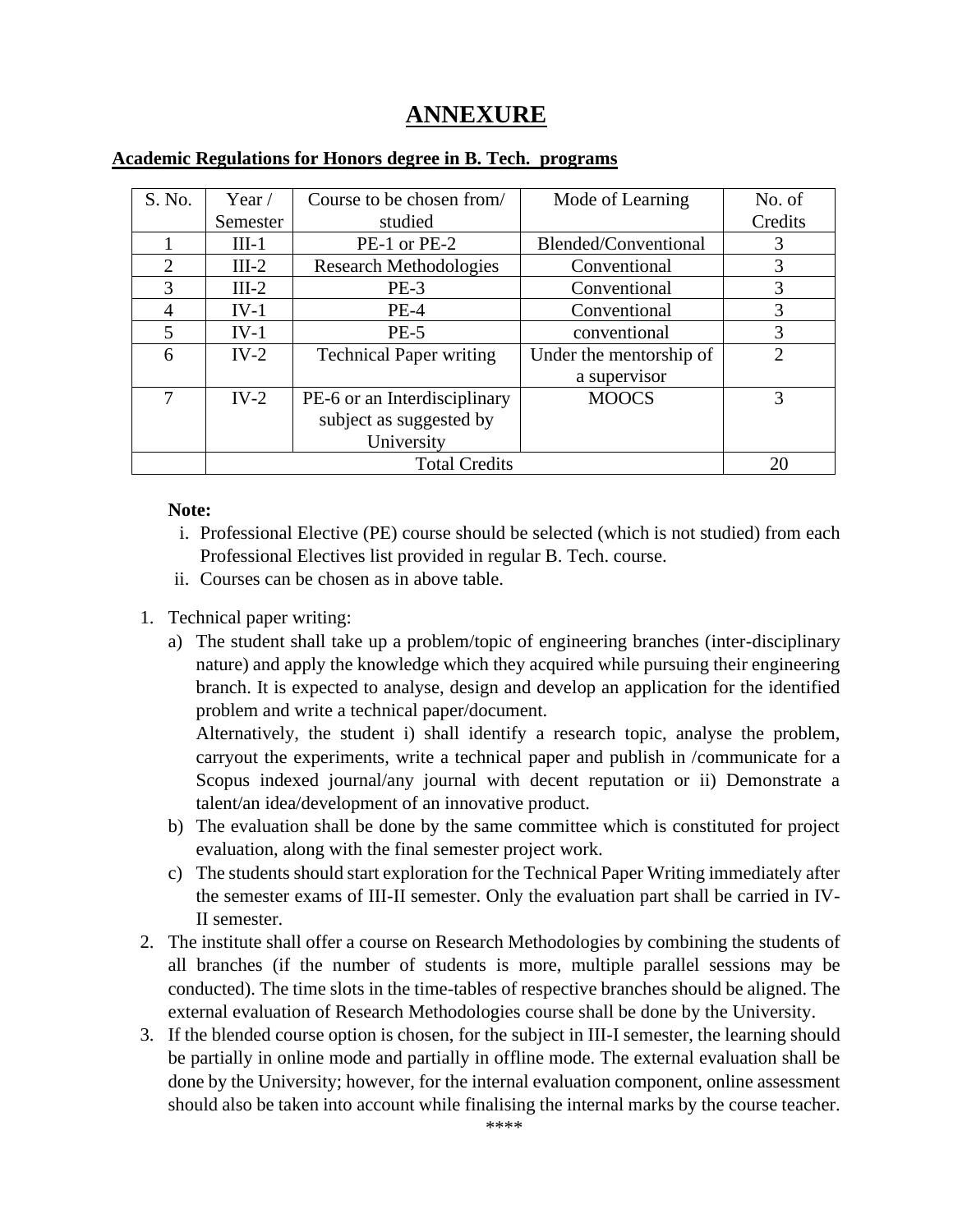# ANNEXURE

**Academic Regulations for Honors degree in B. Tech. programs**

| S. No. | Year / Semester | Course to be chosen from/ studied | Mode of Learning | No. of Credits |
|---|---|---|---|---|
| 1 | III-1 | PE-1 or PE-2 | Blended/Conventional | 3 |
| 2 | III-2 | Research Methodologies | Conventional | 3 |
| 3 | III-2 | PE-3 | Conventional | 3 |
| 4 | IV-1 | PE-4 | Conventional | 3 |
| 5 | IV-1 | PE-5 | conventional | 3 |
| 6 | IV-2 | Technical Paper writing | Under the mentorship of a supervisor | 2 |
| 7 | IV-2 | PE-6 or an Interdisciplinary subject as suggested by University | MOOCS | 3 |
| | Total Credits | | | 20 |

**Note:**

i. Professional Elective (PE) course should be selected (which is not studied) from each Professional Electives list provided in regular B. Tech. course.
ii. Courses can be chosen as in above table.

1. Technical paper writing:
   a) The student shall take up a problem/topic of engineering branches (inter-disciplinary nature) and apply the knowledge which they acquired while pursuing their engineering branch. It is expected to analyse, design and develop an application for the identified problem and write a technical paper/document.
   Alternatively, the student i) shall identify a research topic, analyse the problem, carryout the experiments, write a technical paper and publish in /communicate for a Scopus indexed journal/any journal with decent reputation or ii) Demonstrate a talent/an idea/development of an innovative product.
   b) The evaluation shall be done by the same committee which is constituted for project evaluation, along with the final semester project work.
   c) The students should start exploration for the Technical Paper Writing immediately after the semester exams of III-II semester. Only the evaluation part shall be carried in IV-II semester.
2. The institute shall offer a course on Research Methodologies by combining the students of all branches (if the number of students is more, multiple parallel sessions may be conducted). The time slots in the time-tables of respective branches should be aligned. The external evaluation of Research Methodologies course shall be done by the University.
3. If the blended course option is chosen, for the subject in III-I semester, the learning should be partially in online mode and partially in offline mode. The external evaluation shall be done by the University; however, for the internal evaluation component, online assessment should also be taken into account while finalising the internal marks by the course teacher.

****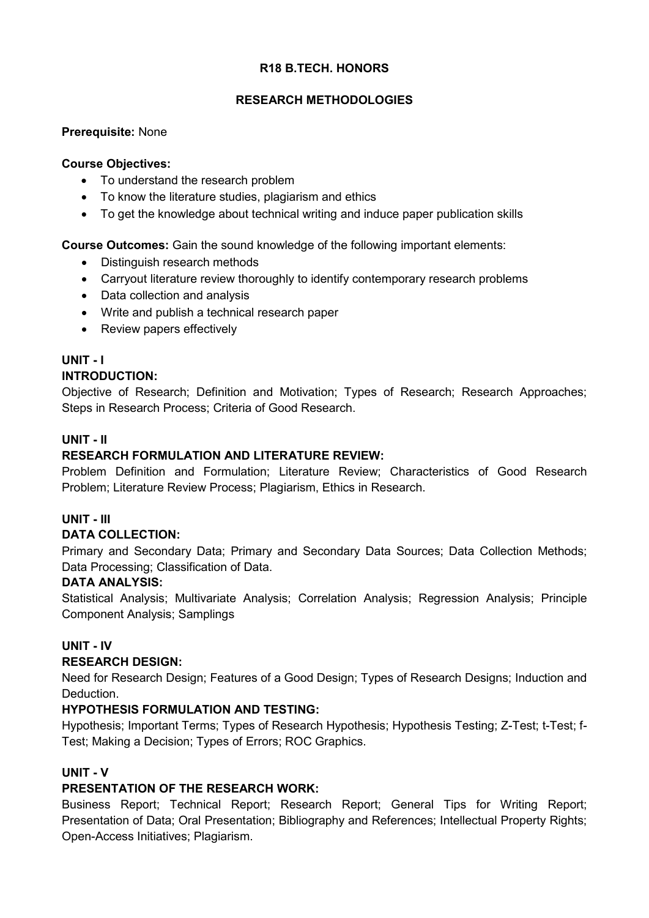# R18 B.TECH. HONORS

## RESEARCH METHODOLOGIES

**Prerequisite:** None

**Course Objectives:**

- To understand the research problem
- To know the literature studies, plagiarism and ethics
- To get the knowledge about technical writing and induce paper publication skills

**Course Outcomes:** Gain the sound knowledge of the following important elements:

- Distinguish research methods
- Carryout literature review thoroughly to identify contemporary research problems
- Data collection and analysis
- Write and publish a technical research paper
- Review papers effectively

### UNIT - I

**INTRODUCTION:**

Objective of Research; Definition and Motivation; Types of Research; Research Approaches; Steps in Research Process; Criteria of Good Research.

### UNIT - II

**RESEARCH FORMULATION AND LITERATURE REVIEW:**

Problem Definition and Formulation; Literature Review; Characteristics of Good Research Problem; Literature Review Process; Plagiarism, Ethics in Research.

### UNIT - III

**DATA COLLECTION:**

Primary and Secondary Data; Primary and Secondary Data Sources; Data Collection Methods; Data Processing; Classification of Data.

**DATA ANALYSIS:**

Statistical Analysis; Multivariate Analysis; Correlation Analysis; Regression Analysis; Principle Component Analysis; Samplings

### UNIT - IV

**RESEARCH DESIGN:**

Need for Research Design; Features of a Good Design; Types of Research Designs; Induction and Deduction.

**HYPOTHESIS FORMULATION AND TESTING:**

Hypothesis; Important Terms; Types of Research Hypothesis; Hypothesis Testing; Z-Test; t-Test; f-Test; Making a Decision; Types of Errors; ROC Graphics.

### UNIT - V

**PRESENTATION OF THE RESEARCH WORK:**

Business Report; Technical Report; Research Report; General Tips for Writing Report; Presentation of Data; Oral Presentation; Bibliography and References; Intellectual Property Rights; Open-Access Initiatives; Plagiarism.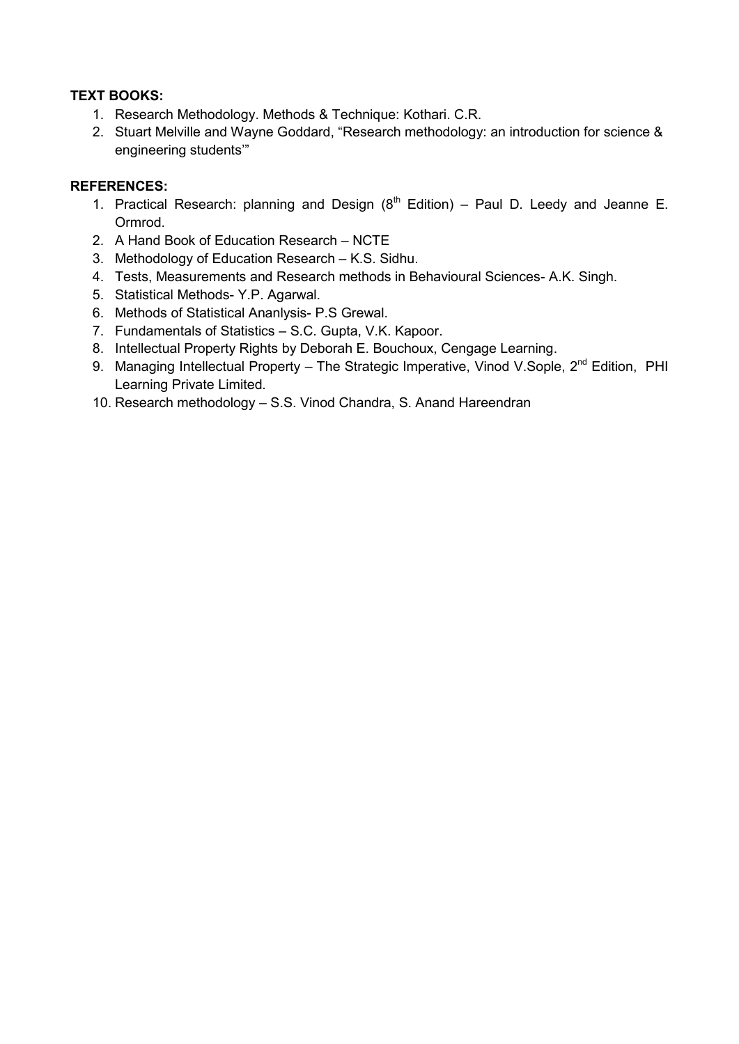**TEXT BOOKS:**

1. Research Methodology. Methods & Technique: Kothari. C.R.
2. Stuart Melville and Wayne Goddard, "Research methodology: an introduction for science & engineering students'"

**REFERENCES:**

1. Practical Research: planning and Design (8th Edition) – Paul D. Leedy and Jeanne E. Ormrod.
2. A Hand Book of Education Research – NCTE
3. Methodology of Education Research – K.S. Sidhu.
4. Tests, Measurements and Research methods in Behavioural Sciences- A.K. Singh.
5. Statistical Methods- Y.P. Agarwal.
6. Methods of Statistical Ananlysis- P.S Grewal.
7. Fundamentals of Statistics – S.C. Gupta, V.K. Kapoor.
8. Intellectual Property Rights by Deborah E. Bouchoux, Cengage Learning.
9. Managing Intellectual Property – The Strategic Imperative, Vinod V.Sople, 2nd Edition, PHI Learning Private Limited.
10. Research methodology – S.S. Vinod Chandra, S. Anand Hareendran